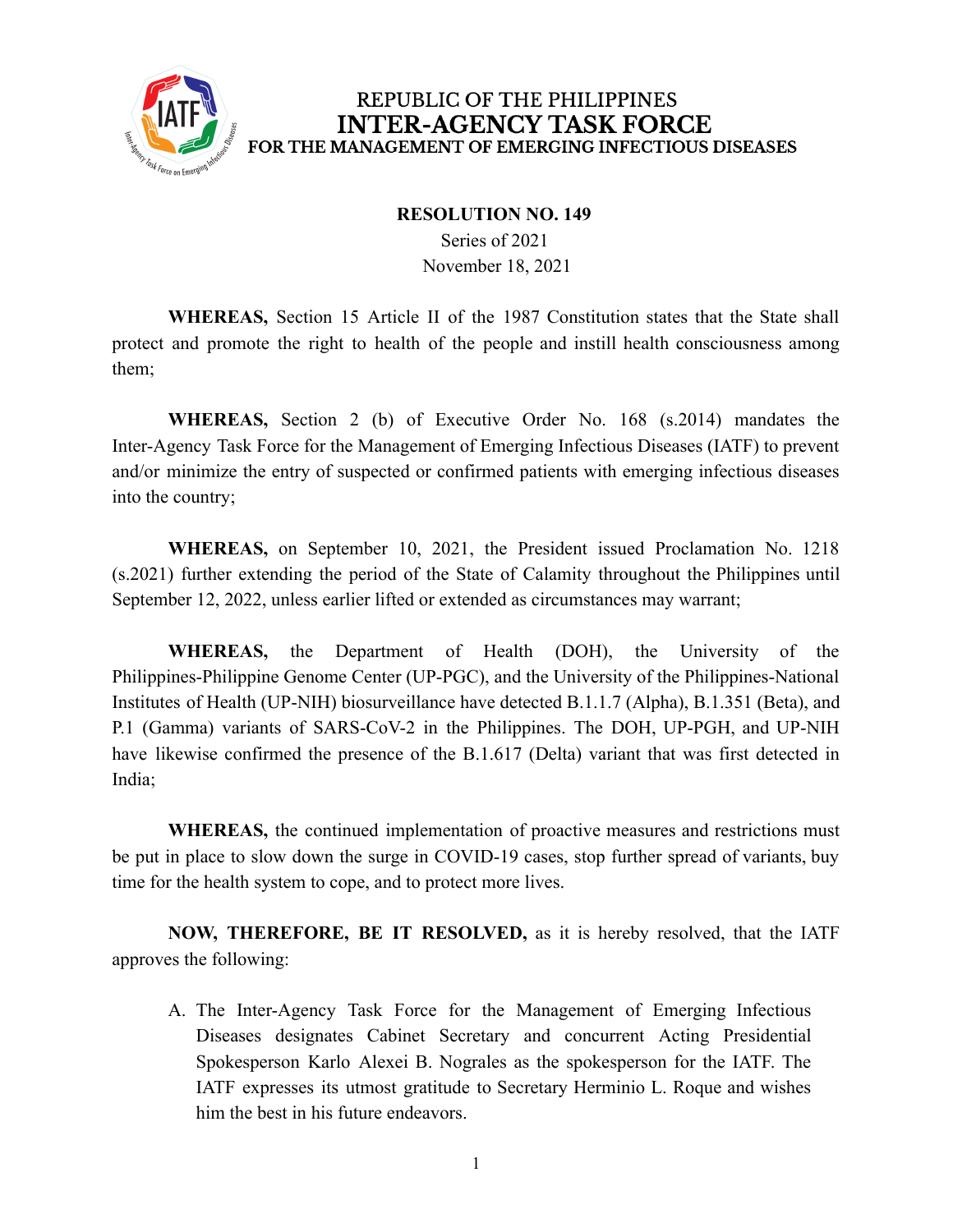# REPUBLIC OF THE PHILIPPINES
# INTER-AGENCY TASK FORCE
## FOR THE MANAGEMENT OF EMERGING INFECTIOUS DISEASES

**RESOLUTION NO. 149**
Series of 2021
November 18, 2021

**WHEREAS,** Section 15 Article II of the 1987 Constitution states that the State shall protect and promote the right to health of the people and instill health consciousness among them;

**WHEREAS,** Section 2 (b) of Executive Order No. 168 (s.2014) mandates the Inter-Agency Task Force for the Management of Emerging Infectious Diseases (IATF) to prevent and/or minimize the entry of suspected or confirmed patients with emerging infectious diseases into the country;

**WHEREAS,** on September 10, 2021, the President issued Proclamation No. 1218 (s.2021) further extending the period of the State of Calamity throughout the Philippines until September 12, 2022, unless earlier lifted or extended as circumstances may warrant;

**WHEREAS,** the Department of Health (DOH), the University of the Philippines-Philippine Genome Center (UP-PGC), and the University of the Philippines-National Institutes of Health (UP-NIH) biosurveillance have detected B.1.1.7 (Alpha), B.1.351 (Beta), and P.1 (Gamma) variants of SARS-CoV-2 in the Philippines. The DOH, UP-PGH, and UP-NIH have likewise confirmed the presence of the B.1.617 (Delta) variant that was first detected in India;

**WHEREAS,** the continued implementation of proactive measures and restrictions must be put in place to slow down the surge in COVID-19 cases, stop further spread of variants, buy time for the health system to cope, and to protect more lives.

**NOW, THEREFORE, BE IT RESOLVED,** as it is hereby resolved, that the IATF approves the following:

A. The Inter-Agency Task Force for the Management of Emerging Infectious Diseases designates Cabinet Secretary and concurrent Acting Presidential Spokesperson Karlo Alexei B. Nograles as the spokesperson for the IATF. The IATF expresses its utmost gratitude to Secretary Herminio L. Roque and wishes him the best in his future endeavors.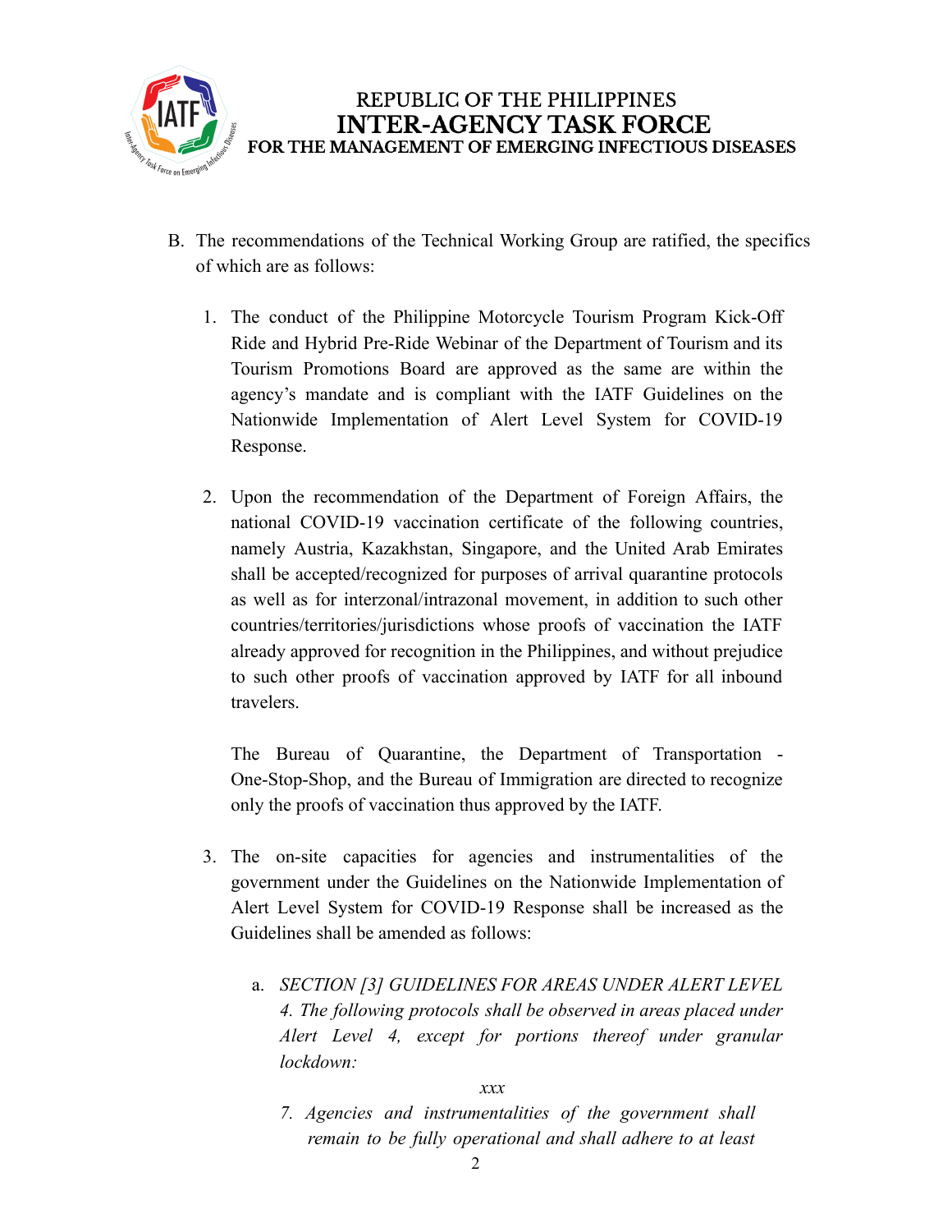B. The recommendations of the Technical Working Group are ratified, the specifics of which are as follows:

   1. The conduct of the Philippine Motorcycle Tourism Program Kick-Off Ride and Hybrid Pre-Ride Webinar of the Department of Tourism and its Tourism Promotions Board are approved as the same are within the agency's mandate and is compliant with the IATF Guidelines on the Nationwide Implementation of Alert Level System for COVID-19 Response.

   2. Upon the recommendation of the Department of Foreign Affairs, the national COVID-19 vaccination certificate of the following countries, namely Austria, Kazakhstan, Singapore, and the United Arab Emirates shall be accepted/recognized for purposes of arrival quarantine protocols as well as for interzonal/intrazonal movement, in addition to such other countries/territories/jurisdictions whose proofs of vaccination the IATF already approved for recognition in the Philippines, and without prejudice to such other proofs of vaccination approved by IATF for all inbound travelers.

      The Bureau of Quarantine, the Department of Transportation - One-Stop-Shop, and the Bureau of Immigration are directed to recognize only the proofs of vaccination thus approved by the IATF.

   3. The on-site capacities for agencies and instrumentalities of the government under the Guidelines on the Nationwide Implementation of Alert Level System for COVID-19 Response shall be increased as the Guidelines shall be amended as follows:

      a. *SECTION [3] GUIDELINES FOR AREAS UNDER ALERT LEVEL 4. The following protocols shall be observed in areas placed under Alert Level 4, except for portions thereof under granular lockdown:*

         *xxx*

         *7. Agencies and instrumentalities of the government shall remain to be fully operational and shall adhere to at least*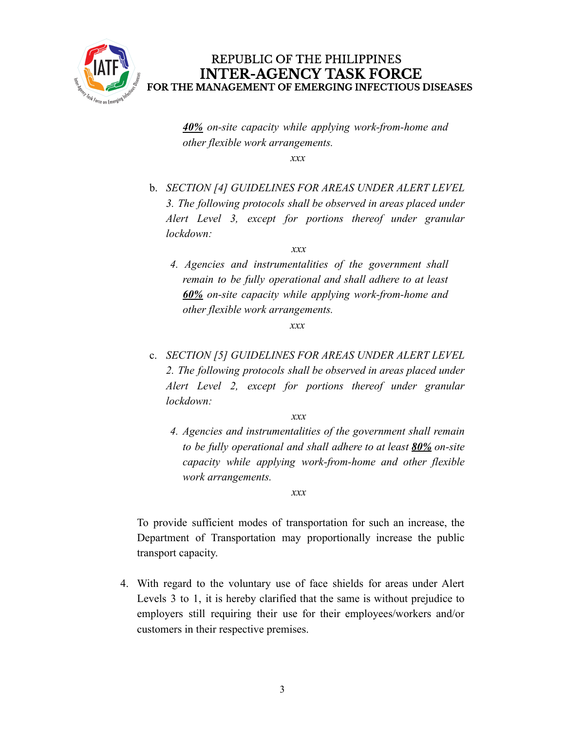*__40%__ on-site capacity while applying work-from-home and other flexible work arrangements.*

*xxx*

b. *SECTION [4] GUIDELINES FOR AREAS UNDER ALERT LEVEL 3. The following protocols shall be observed in areas placed under Alert Level 3, except for portions thereof under granular lockdown:*

*xxx*

*4. Agencies and instrumentalities of the government shall remain to be fully operational and shall adhere to at least __60%__ on-site capacity while applying work-from-home and other flexible work arrangements.*

*xxx*

c. *SECTION [5] GUIDELINES FOR AREAS UNDER ALERT LEVEL 2. The following protocols shall be observed in areas placed under Alert Level 2, except for portions thereof under granular lockdown:*

*xxx*

*4. Agencies and instrumentalities of the government shall remain to be fully operational and shall adhere to at least __80%__ on-site capacity while applying work-from-home and other flexible work arrangements.*

*xxx*

To provide sufficient modes of transportation for such an increase, the Department of Transportation may proportionally increase the public transport capacity.

4. With regard to the voluntary use of face shields for areas under Alert Levels 3 to 1, it is hereby clarified that the same is without prejudice to employers still requiring their use for their employees/workers and/or customers in their respective premises.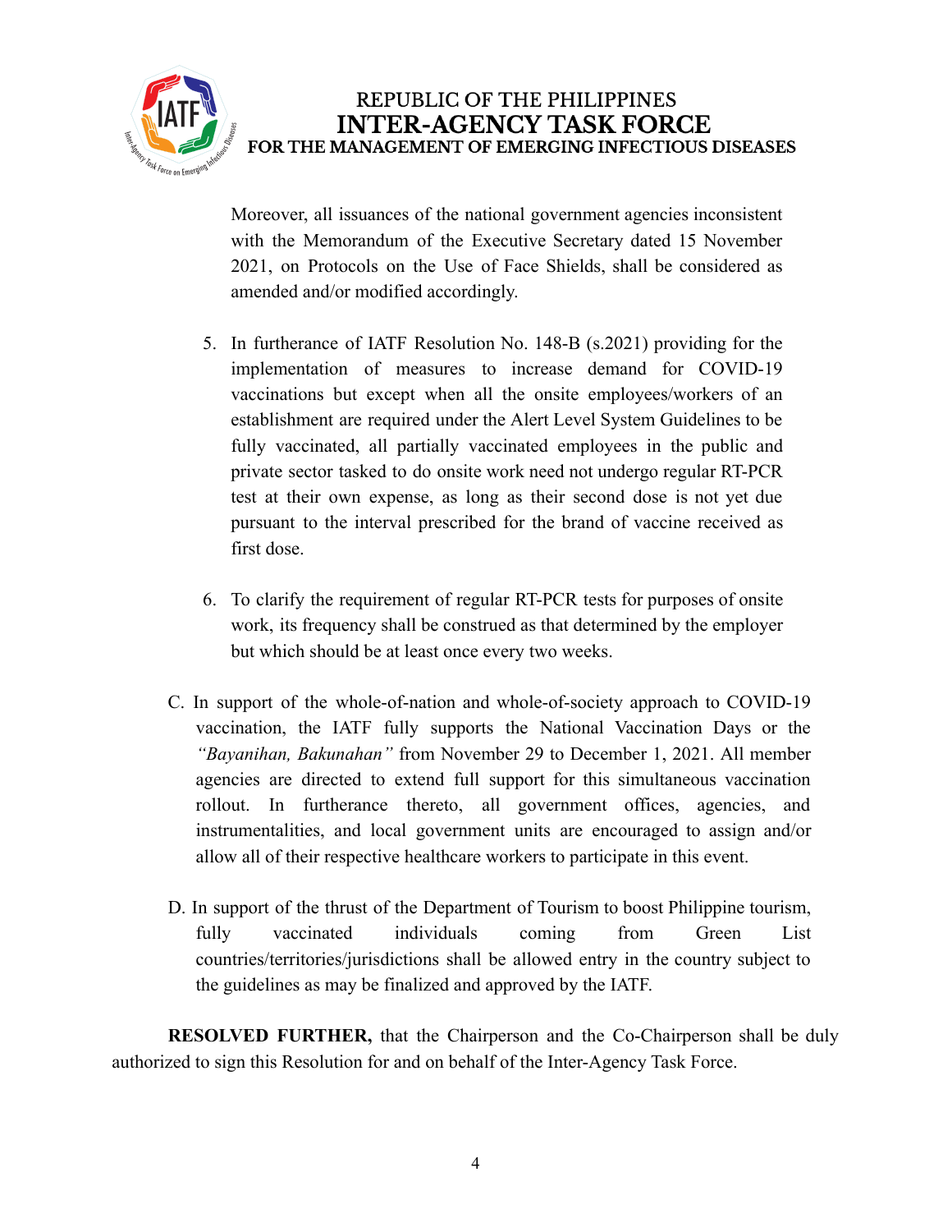Moreover, all issuances of the national government agencies inconsistent with the Memorandum of the Executive Secretary dated 15 November 2021, on Protocols on the Use of Face Shields, shall be considered as amended and/or modified accordingly.

5. In furtherance of IATF Resolution No. 148-B (s.2021) providing for the implementation of measures to increase demand for COVID-19 vaccinations but except when all the onsite employees/workers of an establishment are required under the Alert Level System Guidelines to be fully vaccinated, all partially vaccinated employees in the public and private sector tasked to do onsite work need not undergo regular RT-PCR test at their own expense, as long as their second dose is not yet due pursuant to the interval prescribed for the brand of vaccine received as first dose.

6. To clarify the requirement of regular RT-PCR tests for purposes of onsite work, its frequency shall be construed as that determined by the employer but which should be at least once every two weeks.

C. In support of the whole-of-nation and whole-of-society approach to COVID-19 vaccination, the IATF fully supports the National Vaccination Days or the *"Bayanihan, Bakunahan"* from November 29 to December 1, 2021. All member agencies are directed to extend full support for this simultaneous vaccination rollout. In furtherance thereto, all government offices, agencies, and instrumentalities, and local government units are encouraged to assign and/or allow all of their respective healthcare workers to participate in this event.

D. In support of the thrust of the Department of Tourism to boost Philippine tourism, fully vaccinated individuals coming from Green List countries/territories/jurisdictions shall be allowed entry in the country subject to the guidelines as may be finalized and approved by the IATF.

**RESOLVED FURTHER,** that the Chairperson and the Co-Chairperson shall be duly authorized to sign this Resolution for and on behalf of the Inter-Agency Task Force.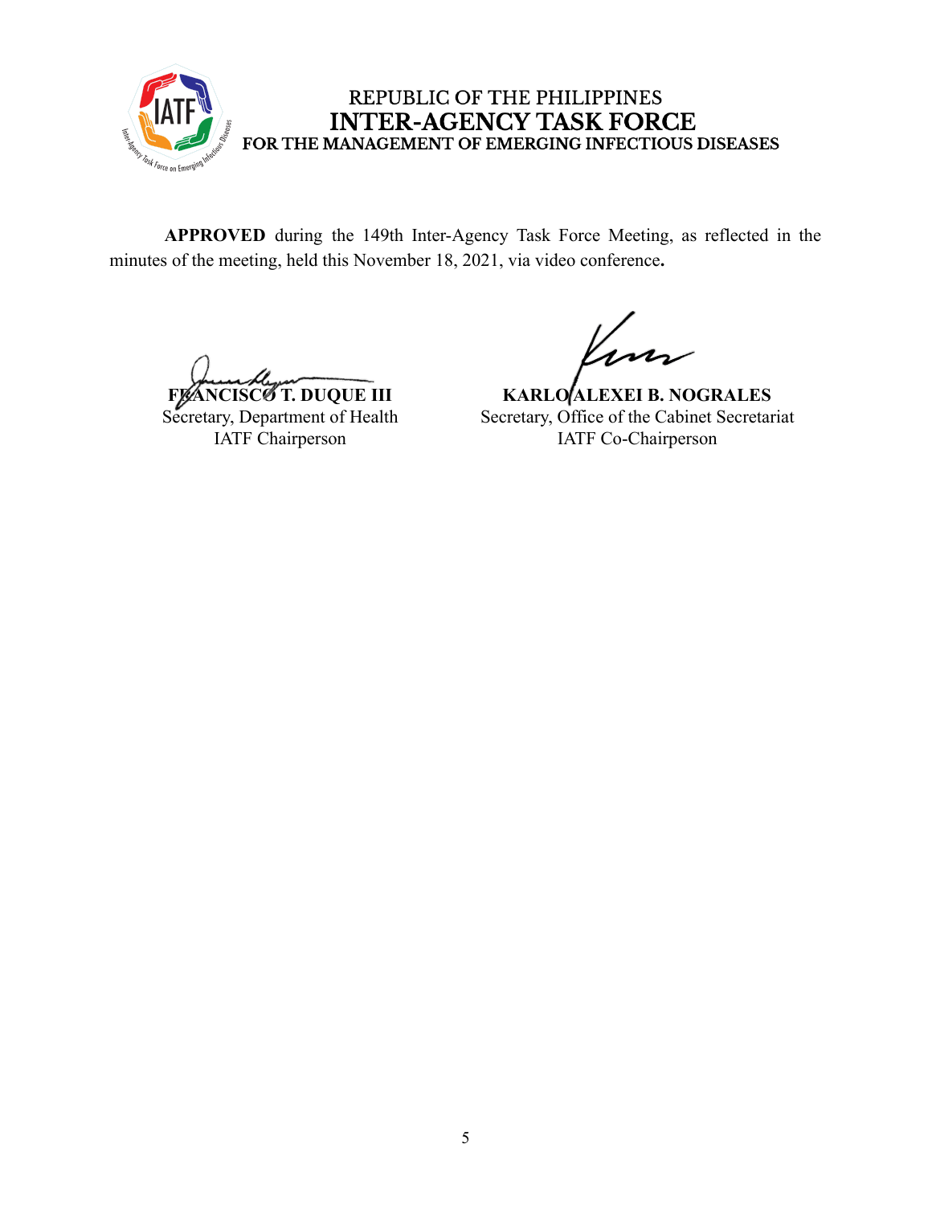REPUBLIC OF THE PHILIPPINES
**INTER-AGENCY TASK FORCE**
**FOR THE MANAGEMENT OF EMERGING INFECTIOUS DISEASES**

**APPROVED** during the 149th Inter-Agency Task Force Meeting, as reflected in the minutes of the meeting, held this November 18, 2021, via video conference**.**

**FRANCISCO T. DUQUE III**
Secretary, Department of Health
IATF Chairperson

**KARLO ALEXEI B. NOGRALES**
Secretary, Office of the Cabinet Secretariat
IATF Co-Chairperson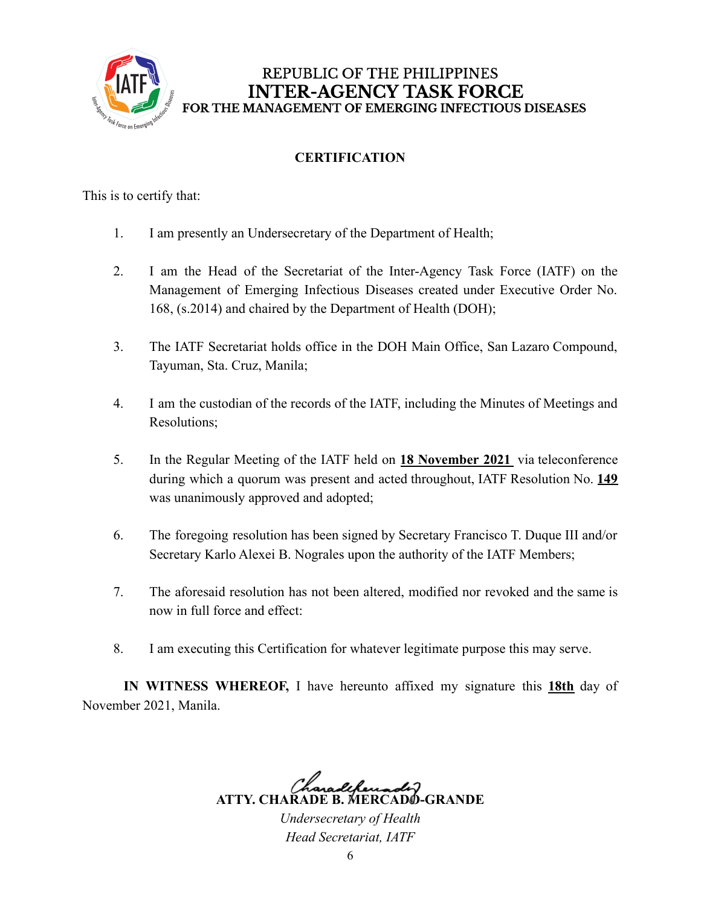REPUBLIC OF THE PHILIPPINES
**INTER-AGENCY TASK FORCE**
**FOR THE MANAGEMENT OF EMERGING INFECTIOUS DISEASES**

**CERTIFICATION**

This is to certify that:

1. I am presently an Undersecretary of the Department of Health;

2. I am the Head of the Secretariat of the Inter-Agency Task Force (IATF) on the Management of Emerging Infectious Diseases created under Executive Order No. 168, (s.2014) and chaired by the Department of Health (DOH);

3. The IATF Secretariat holds office in the DOH Main Office, San Lazaro Compound, Tayuman, Sta. Cruz, Manila;

4. I am the custodian of the records of the IATF, including the Minutes of Meetings and Resolutions;

5. In the Regular Meeting of the IATF held on **18 November 2021** via teleconference during which a quorum was present and acted throughout, IATF Resolution No. **149** was unanimously approved and adopted;

6. The foregoing resolution has been signed by Secretary Francisco T. Duque III and/or Secretary Karlo Alexei B. Nograles upon the authority of the IATF Members;

7. The aforesaid resolution has not been altered, modified nor revoked and the same is now in full force and effect:

8. I am executing this Certification for whatever legitimate purpose this may serve.

**IN WITNESS WHEREOF,** I have hereunto affixed my signature this **18th** day of November 2021, Manila.

**ATTY. CHARADE B. MERCADO-GRANDE**
*Undersecretary of Health*
*Head Secretariat, IATF*